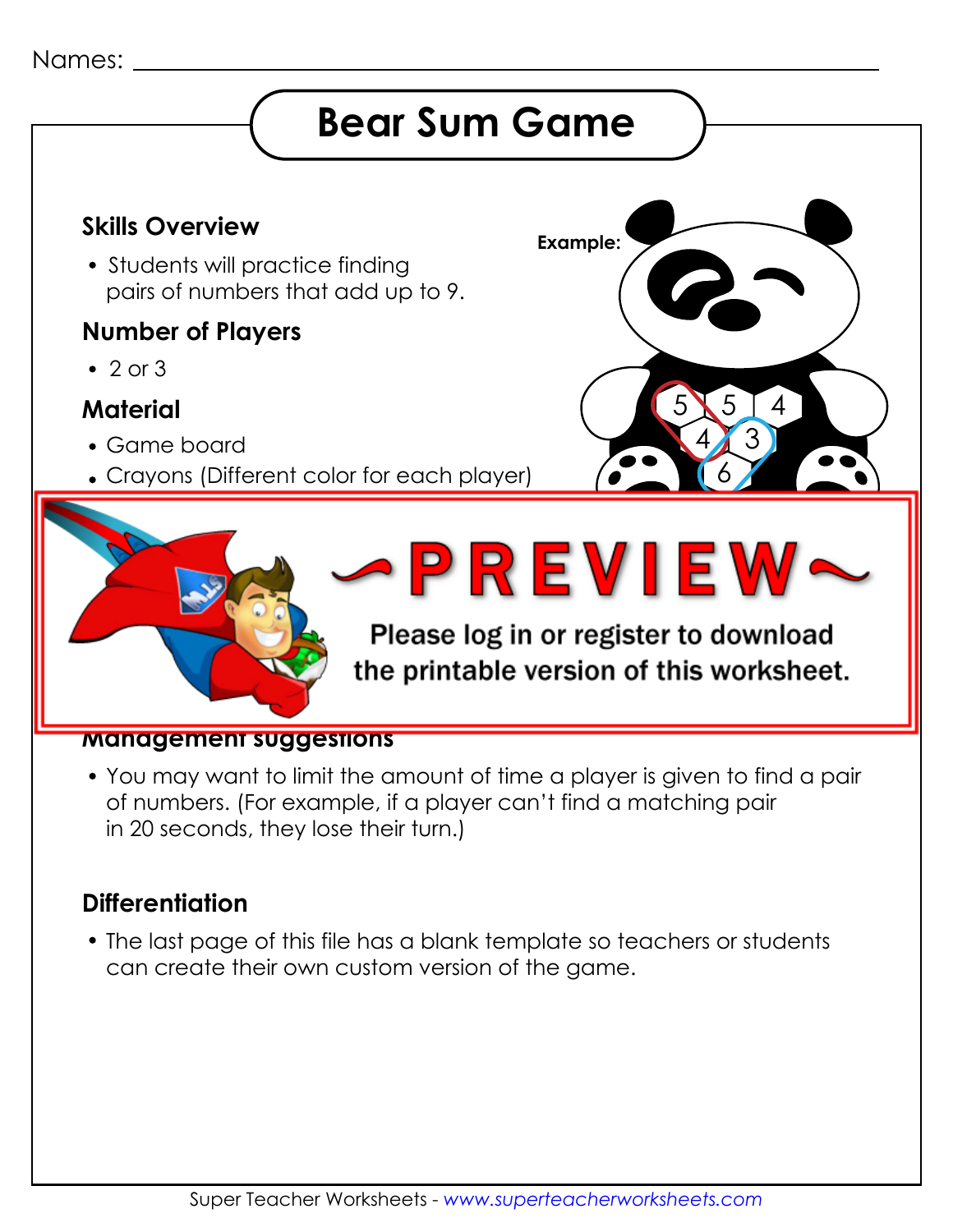Names: ______________________________

# Bear Sum Game

### Skills Overview

- Students will practice finding pairs of numbers that add up to 9.

### Number of Players

- 2 or 3

### Material

- Game board
- Crayons (Different color for each player)

**Example:**

~PREVIEW~

Please log in or register to download the printable version of this worksheet.

### Management suggestions

- You may want to limit the amount of time a player is given to find a pair of numbers. (For example, if a player can't find a matching pair in 20 seconds, they lose their turn.)

### Differentiation

- The last page of this file has a blank template so teachers or students can create their own custom version of the game.

Super Teacher Worksheets - *www.superteacherworksheets.com*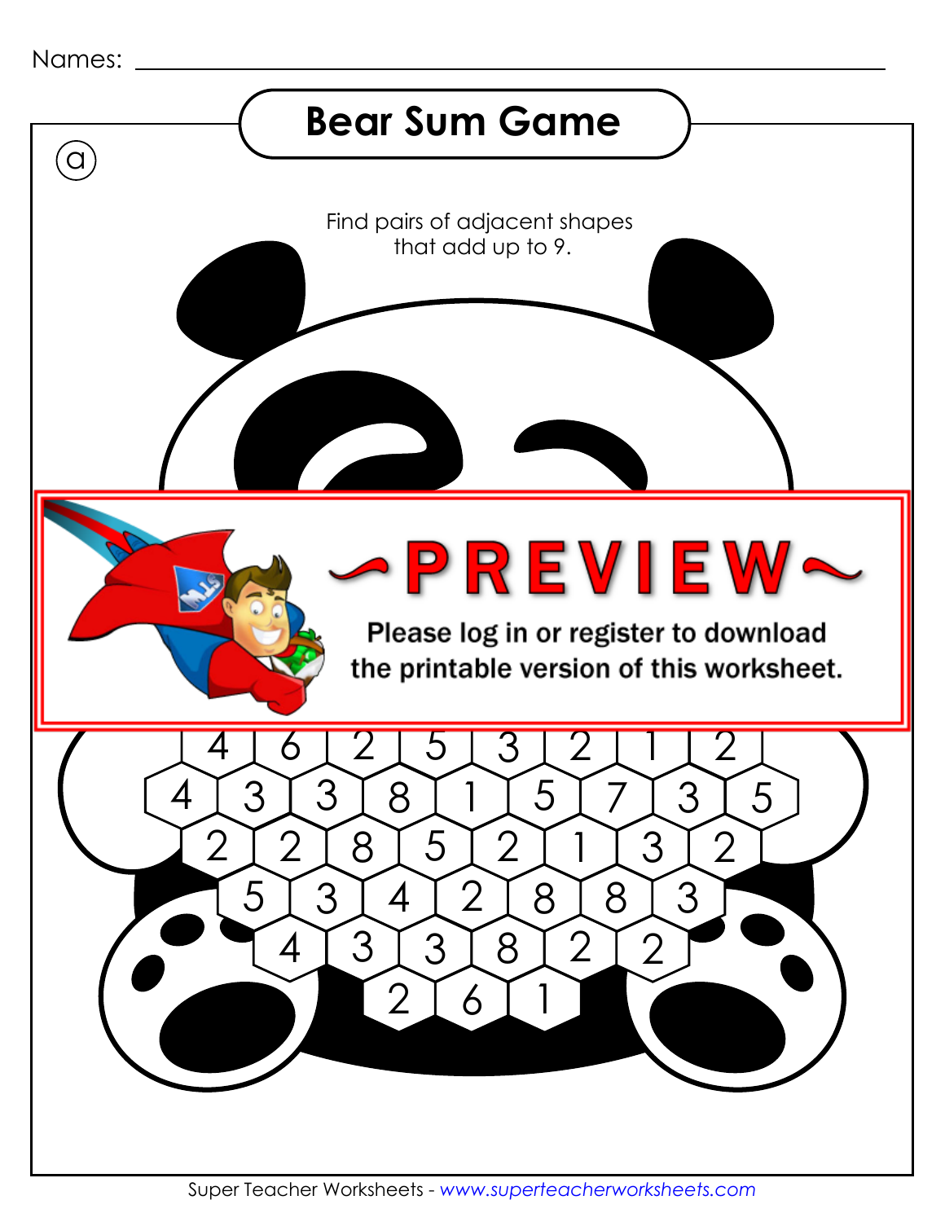Names: ______________________________________________

# Bear Sum Game

ⓐ

Find pairs of adjacent shapes that add up to 9.

~PREVIEW~

Please log in or register to download the printable version of this worksheet.

4 6 2 5 3 2 1 2

4 3 3 8 1 5 7 3 5

2 2 8 5 2 1 3 2

5 3 4 2 8 8 3

4 3 3 8 2 2

2 6 1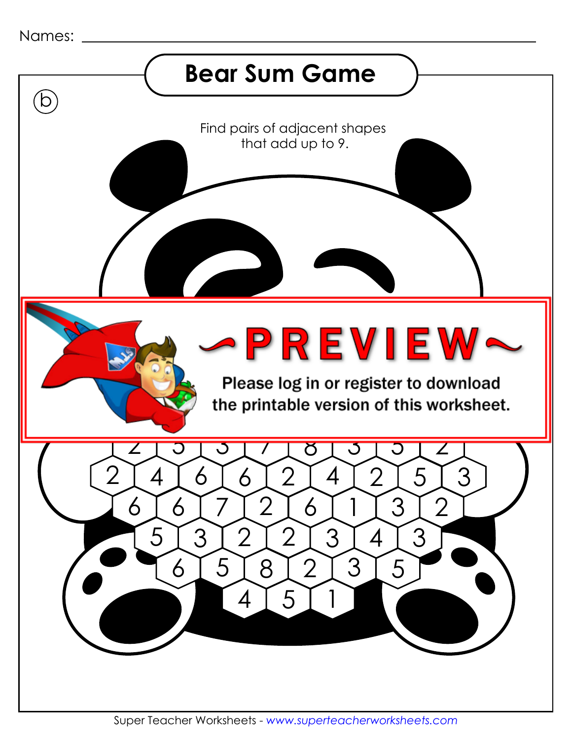Names: ______________________________

# Bear Sum Game

(b)

Find pairs of adjacent shapes that add up to 9.

~PREVIEW~

Please log in or register to download the printable version of this worksheet.

2 4 6 6 2 4 2 5 3

6 6 7 2 6 1 3 2

5 3 2 2 3 4 3

6 5 8 2 3 5

4 5 1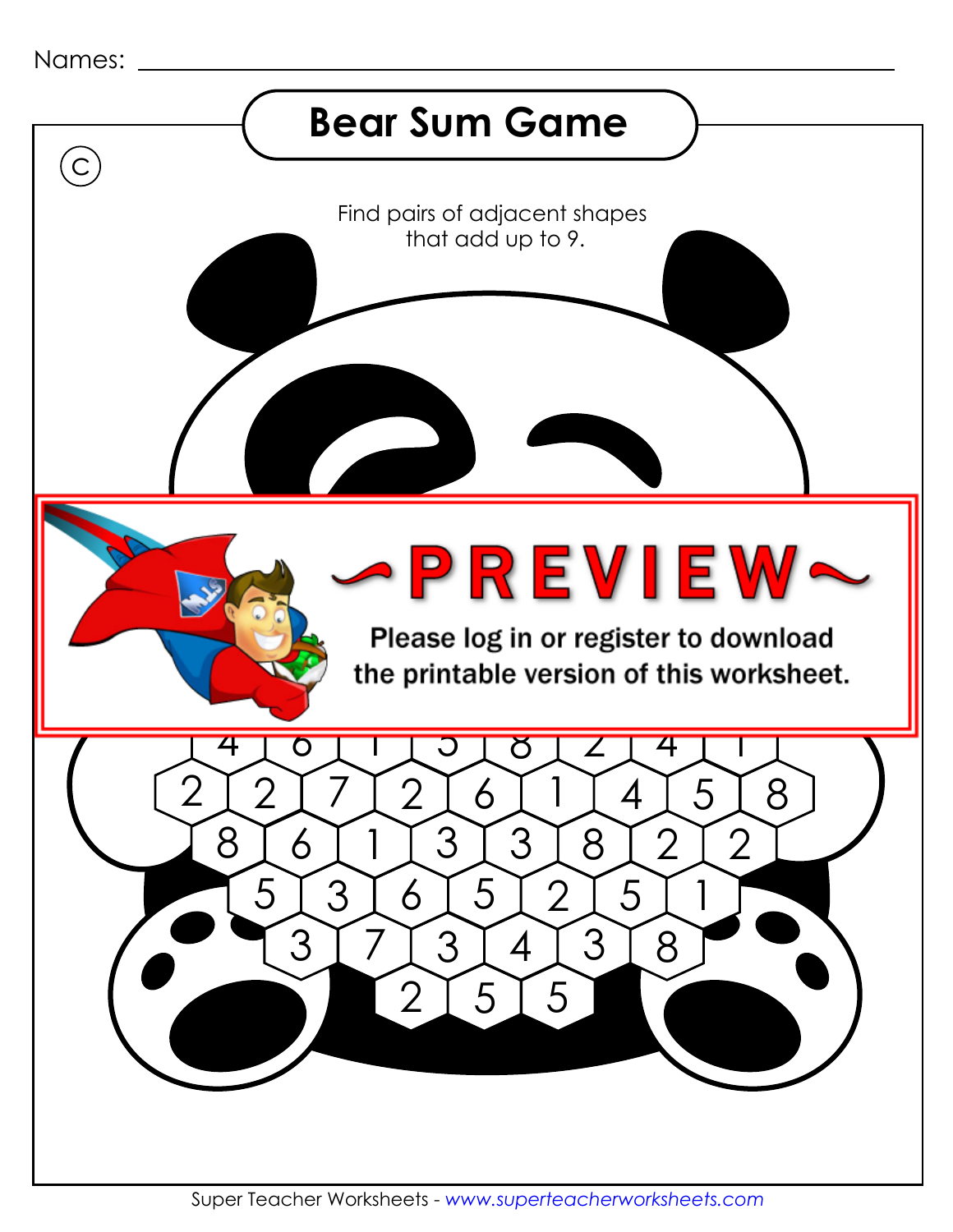Names: ______________________________

# Bear Sum Game

Ⓒ

Find pairs of adjacent shapes that add up to 9.

~PREVIEW~

Please log in or register to download the printable version of this worksheet.

4 6 1 5 8 2 4 1

2 2 7 2 6 1 4 5 8

8 6 1 3 3 8 2 2

5 3 6 5 2 5 1

3 7 3 4 3 8

2 5 5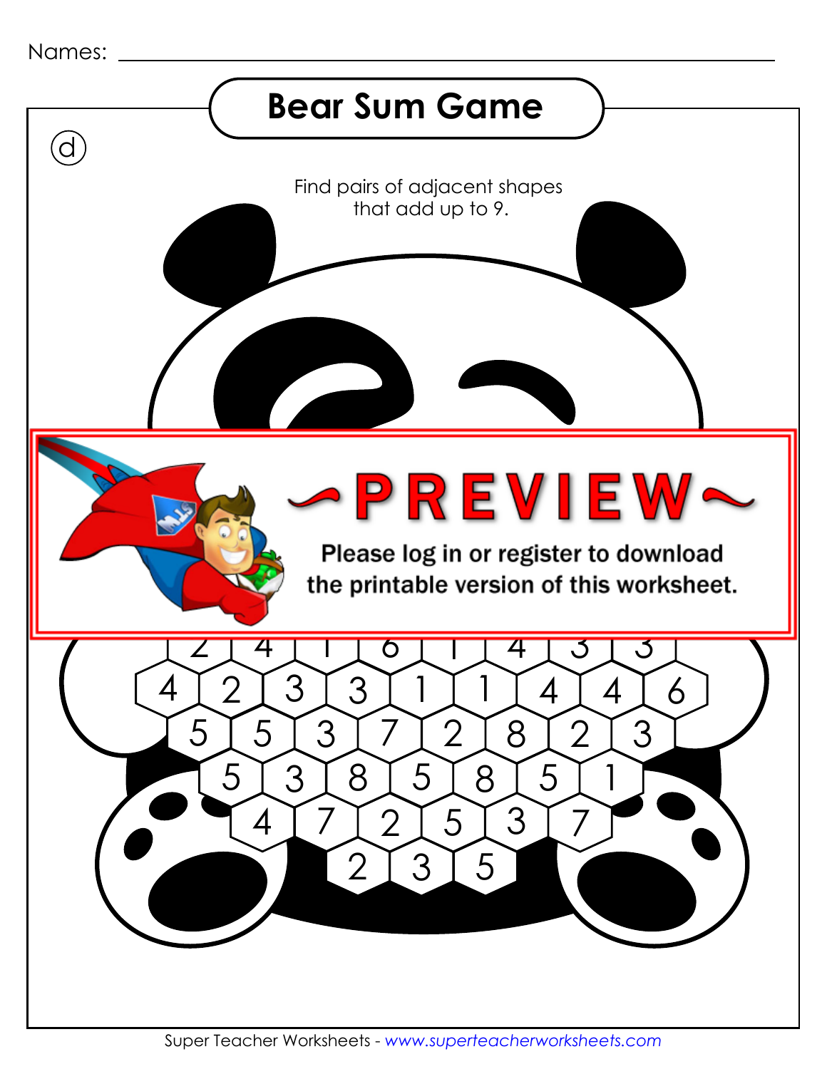Names: ______________________________

# Bear Sum Game

ⓓ

Find pairs of adjacent shapes that add up to 9.

~PREVIEW~

Please log in or register to download the printable version of this worksheet.

2 4 1 6 1 4 3 3

4 2 3 3 1 1 4 4 6

5 5 3 7 2 8 2 3

5 3 8 5 8 5 1

4 7 2 5 3 7

2 3 5

Super Teacher Worksheets - *www.superteacherworksheets.com*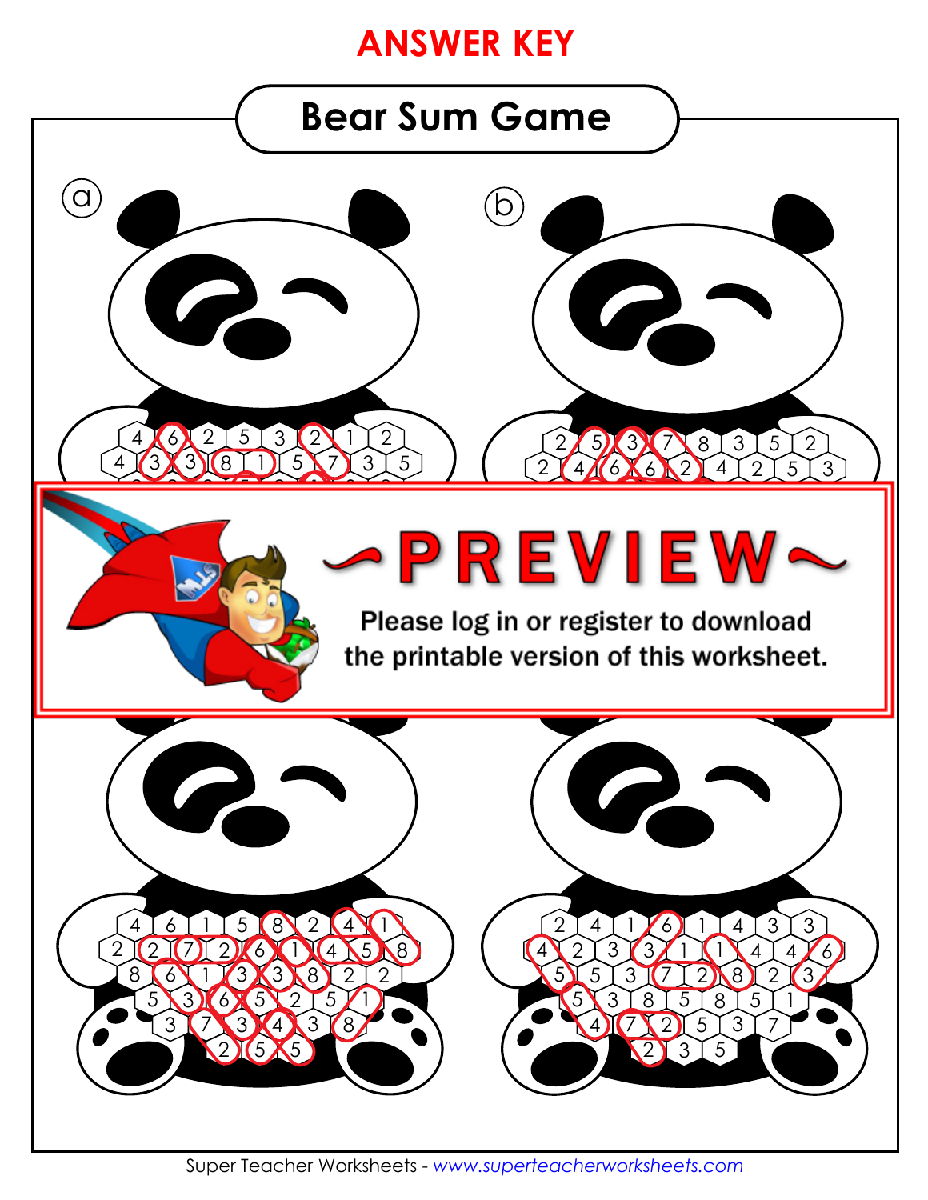# ANSWER KEY

## Bear Sum Game

ⓐ

4 6 2 5 3 2 1 2
4 3 3 8 1 5 7 3 5

ⓑ

2 5 3 7 8 3 5 2
2 4 6 6 2 4 2 5 3

~PREVIEW~

Please log in or register to download the printable version of this worksheet.

4 6 1 5 8 2 4 1
2 2 7 2 6 1 4 5 8
8 6 1 3 3 8 2 2
5 3 6 5 2 5 1
3 7 3 4 3 8
2 5 5

2 4 1 6 1 4 3 3
4 2 3 3 1 1 4 4 6
5 5 3 7 2 8 2 3
5 3 8 5 8 5 1
4 7 2 5 3 7
2 3 5

Super Teacher Worksheets - *www.superteacherworksheets.com*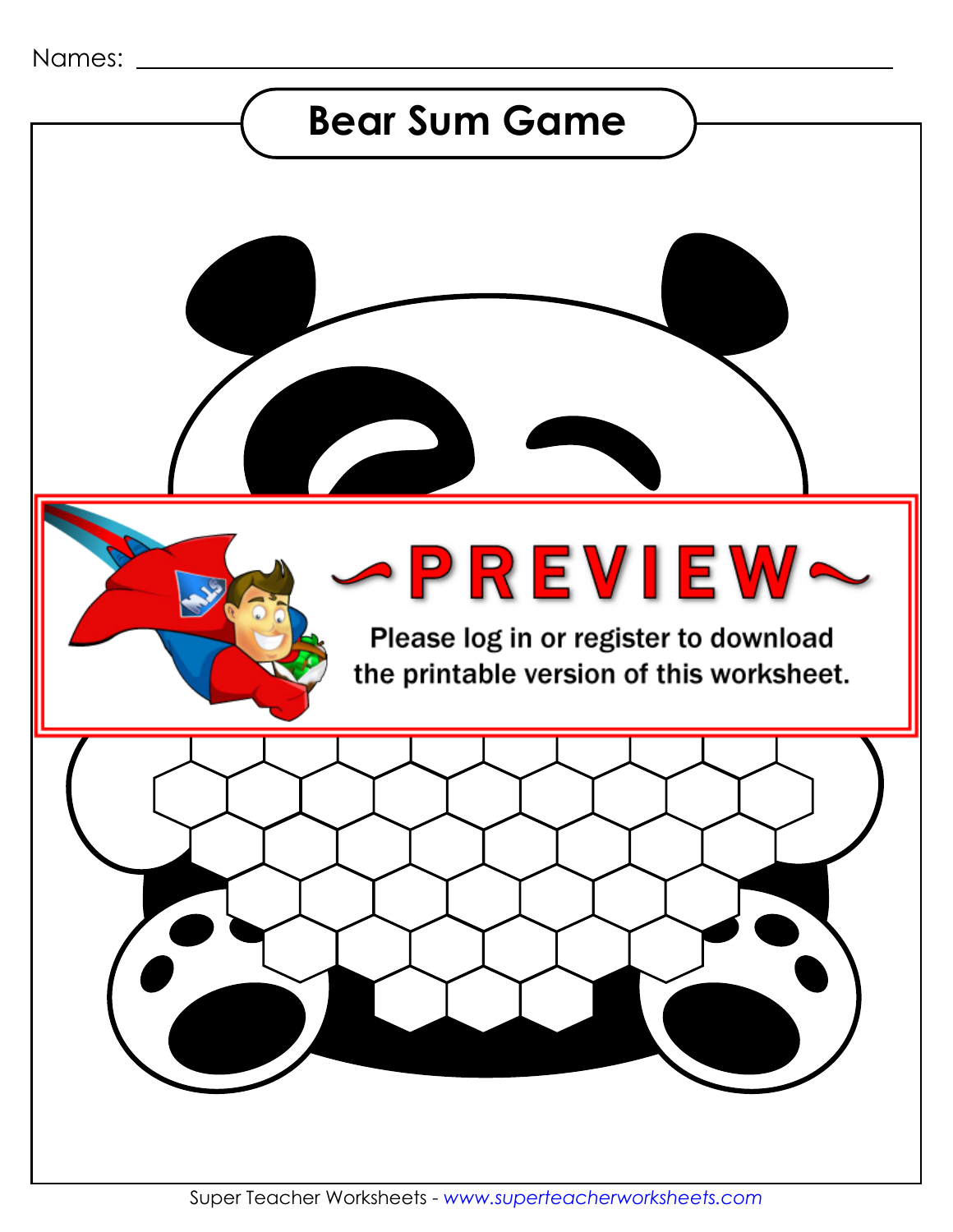Names: ______________________________

# Bear Sum Game

~PREVIEW~

Please log in or register to download the printable version of this worksheet.